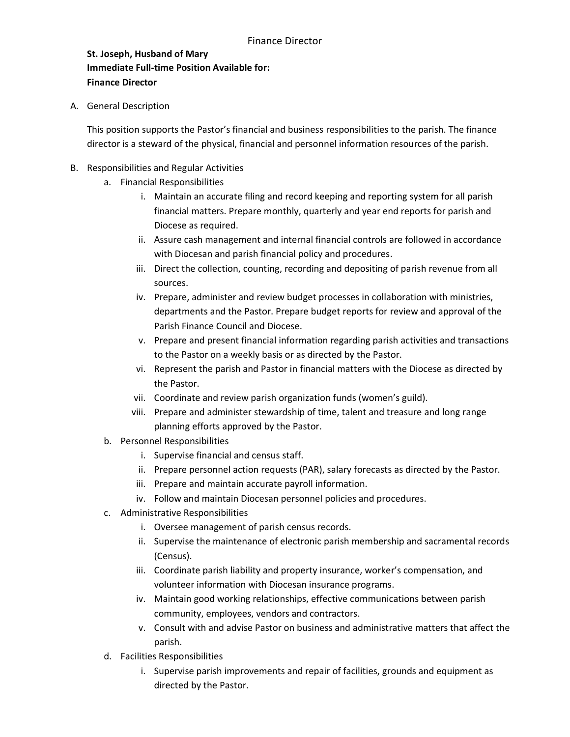# Finance Director

**St. Joseph, Husband of Mary**
**Immediate Full-time Position Available for:**
**Finance Director**

A. General Description

This position supports the Pastor's financial and business responsibilities to the parish. The finance director is a steward of the physical, financial and personnel information resources of the parish.

B. Responsibilities and Regular Activities

a. Financial Responsibilities

i. Maintain an accurate filing and record keeping and reporting system for all parish financial matters. Prepare monthly, quarterly and year end reports for parish and Diocese as required.

ii. Assure cash management and internal financial controls are followed in accordance with Diocesan and parish financial policy and procedures.

iii. Direct the collection, counting, recording and depositing of parish revenue from all sources.

iv. Prepare, administer and review budget processes in collaboration with ministries, departments and the Pastor. Prepare budget reports for review and approval of the Parish Finance Council and Diocese.

v. Prepare and present financial information regarding parish activities and transactions to the Pastor on a weekly basis or as directed by the Pastor.

vi. Represent the parish and Pastor in financial matters with the Diocese as directed by the Pastor.

vii. Coordinate and review parish organization funds (women's guild).

viii. Prepare and administer stewardship of time, talent and treasure and long range planning efforts approved by the Pastor.

b. Personnel Responsibilities

i. Supervise financial and census staff.

ii. Prepare personnel action requests (PAR), salary forecasts as directed by the Pastor.

iii. Prepare and maintain accurate payroll information.

iv. Follow and maintain Diocesan personnel policies and procedures.

c. Administrative Responsibilities

i. Oversee management of parish census records.

ii. Supervise the maintenance of electronic parish membership and sacramental records (Census).

iii. Coordinate parish liability and property insurance, worker's compensation, and volunteer information with Diocesan insurance programs.

iv. Maintain good working relationships, effective communications between parish community, employees, vendors and contractors.

v. Consult with and advise Pastor on business and administrative matters that affect the parish.

d. Facilities Responsibilities

i. Supervise parish improvements and repair of facilities, grounds and equipment as directed by the Pastor.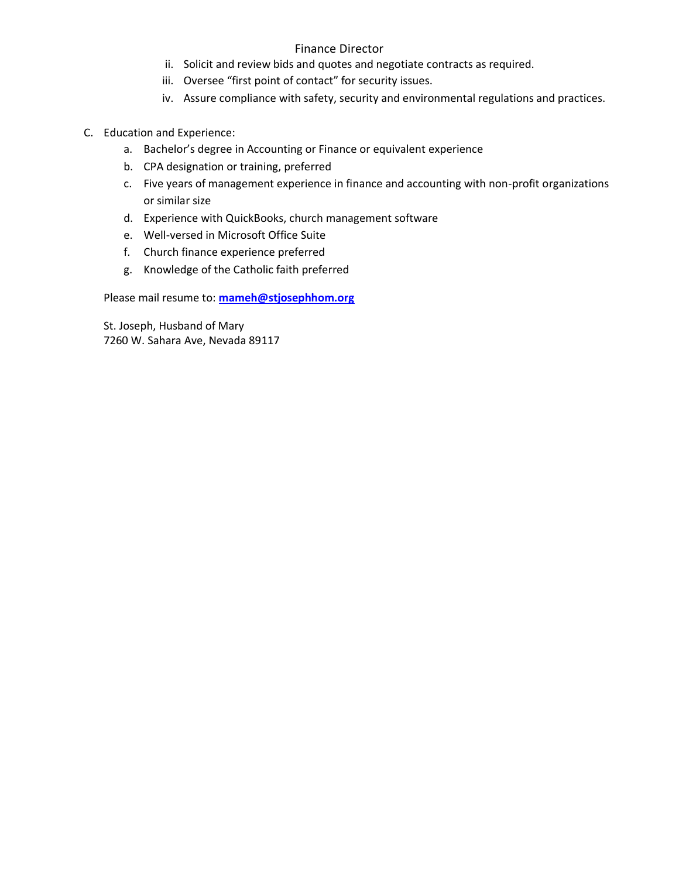ii. Solicit and review bids and quotes and negotiate contracts as required.
iii. Oversee "first point of contact" for security issues.
iv. Assure compliance with safety, security and environmental regulations and practices.

C. Education and Experience:
   a. Bachelor's degree in Accounting or Finance or equivalent experience
   b. CPA designation or training, preferred
   c. Five years of management experience in finance and accounting with non-profit organizations or similar size
   d. Experience with QuickBooks, church management software
   e. Well-versed in Microsoft Office Suite
   f. Church finance experience preferred
   g. Knowledge of the Catholic faith preferred

Please mail resume to: **mameh@stjosephhom.org**

St. Joseph, Husband of Mary
7260 W. Sahara Ave, Nevada 89117